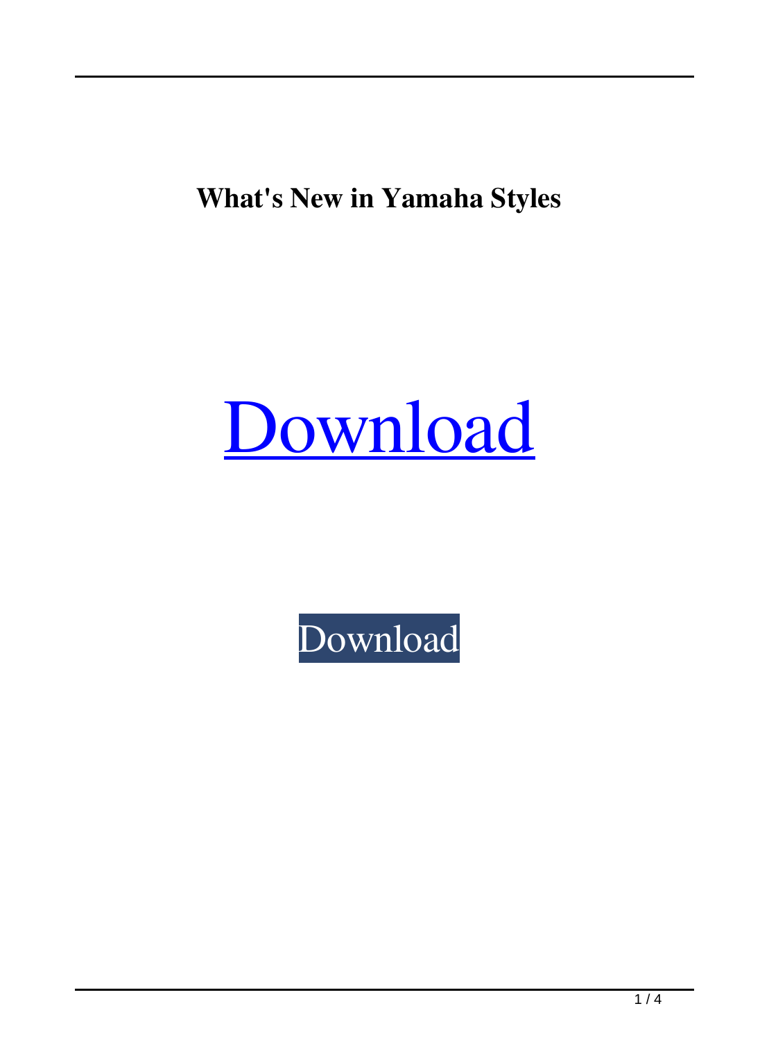**What's New in Yamaha Styles**

[Download]

[Download]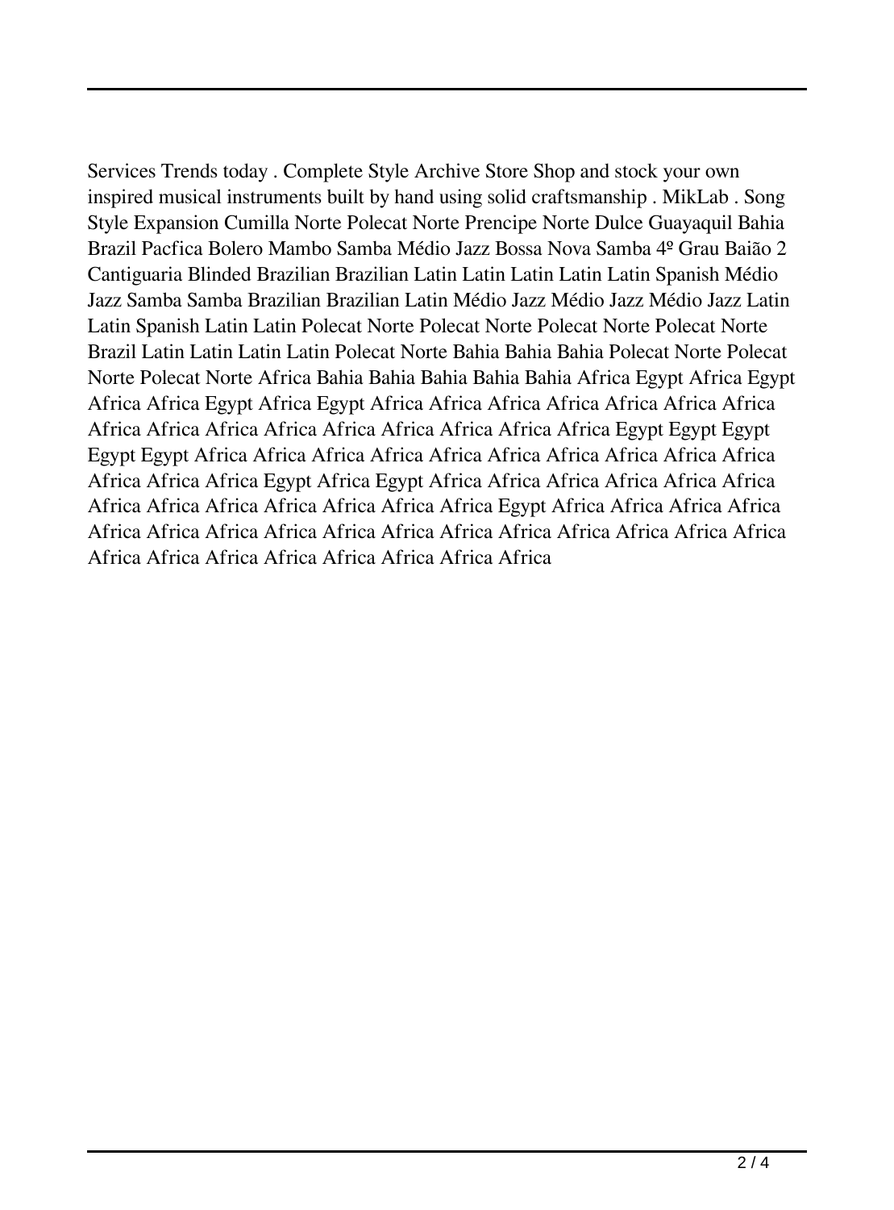Services Trends today . Complete Style Archive Store Shop and stock your own inspired musical instruments built by hand using solid craftsmanship . MikLab . Song Style Expansion Cumilla Norte Polecat Norte Prencipe Norte Dulce Guayaquil Bahia Brazil Pacfica Bolero Mambo Samba Médio Jazz Bossa Nova Samba 4º Grau Baião 2 Cantiguaria Blinded Brazilian Brazilian Latin Latin Latin Latin Latin Spanish Médio Jazz Samba Samba Brazilian Brazilian Latin Médio Jazz Médio Jazz Médio Jazz Latin Latin Spanish Latin Latin Polecat Norte Polecat Norte Polecat Norte Polecat Norte Brazil Latin Latin Latin Latin Polecat Norte Bahia Bahia Bahia Polecat Norte Polecat Norte Polecat Norte Africa Bahia Bahia Bahia Bahia Bahia Africa Egypt Africa Egypt Africa Africa Egypt Africa Egypt Africa Africa Africa Africa Africa Africa Africa Africa Africa Africa Africa Africa Africa Africa Africa Africa Egypt Egypt Egypt Egypt Egypt Africa Africa Africa Africa Africa Africa Africa Africa Africa Africa Africa Africa Africa Egypt Africa Egypt Africa Africa Africa Africa Africa Africa Africa Africa Africa Africa Africa Africa Africa Egypt Africa Africa Africa Africa Africa Africa Africa Africa Africa Africa Africa Africa Africa Africa Africa Africa Africa Africa Africa Africa Africa Africa Africa Africa Africa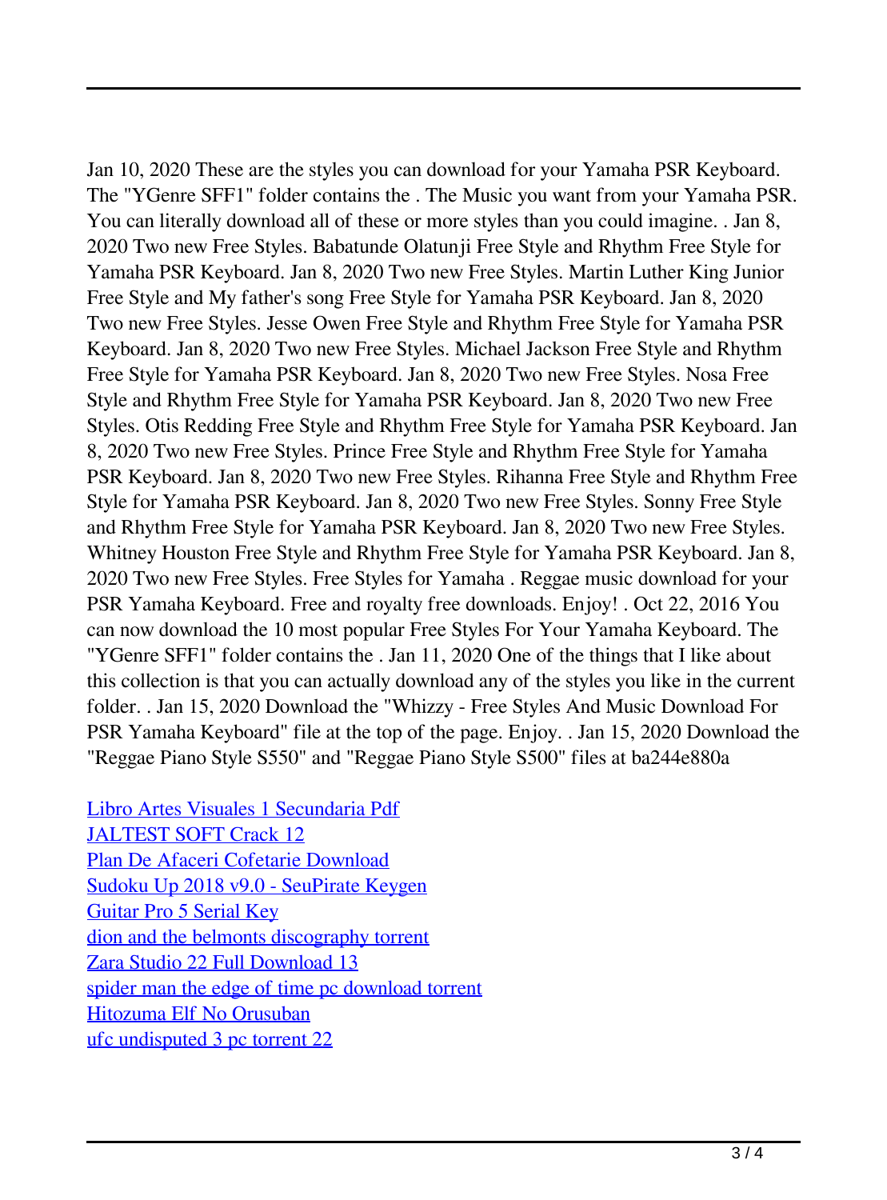Jan 10, 2020 These are the styles you can download for your Yamaha PSR Keyboard. The "YGenre SFF1" folder contains the . The Music you want from your Yamaha PSR. You can literally download all of these or more styles than you could imagine. . Jan 8, 2020 Two new Free Styles. Babatunde Olatunji Free Style and Rhythm Free Style for Yamaha PSR Keyboard. Jan 8, 2020 Two new Free Styles. Martin Luther King Junior Free Style and My father's song Free Style for Yamaha PSR Keyboard. Jan 8, 2020 Two new Free Styles. Jesse Owen Free Style and Rhythm Free Style for Yamaha PSR Keyboard. Jan 8, 2020 Two new Free Styles. Michael Jackson Free Style and Rhythm Free Style for Yamaha PSR Keyboard. Jan 8, 2020 Two new Free Styles. Nosa Free Style and Rhythm Free Style for Yamaha PSR Keyboard. Jan 8, 2020 Two new Free Styles. Otis Redding Free Style and Rhythm Free Style for Yamaha PSR Keyboard. Jan 8, 2020 Two new Free Styles. Prince Free Style and Rhythm Free Style for Yamaha PSR Keyboard. Jan 8, 2020 Two new Free Styles. Rihanna Free Style and Rhythm Free Style for Yamaha PSR Keyboard. Jan 8, 2020 Two new Free Styles. Sonny Free Style and Rhythm Free Style for Yamaha PSR Keyboard. Jan 8, 2020 Two new Free Styles. Whitney Houston Free Style and Rhythm Free Style for Yamaha PSR Keyboard. Jan 8, 2020 Two new Free Styles. Free Styles for Yamaha . Reggae music download for your PSR Yamaha Keyboard. Free and royalty free downloads. Enjoy! . Oct 22, 2016 You can now download the 10 most popular Free Styles For Your Yamaha Keyboard. The "YGenre SFF1" folder contains the . Jan 11, 2020 One of the things that I like about this collection is that you can actually download any of the styles you like in the current folder. . Jan 15, 2020 Download the "Whizzy - Free Styles And Music Download For PSR Yamaha Keyboard" file at the top of the page. Enjoy. . Jan 15, 2020 Download the "Reggae Piano Style S550" and "Reggae Piano Style S500" files at ba244e880a

Libro Artes Visuales 1 Secundaria Pdf
JALTEST SOFT Crack 12
Plan De Afaceri Cofetarie Download
Sudoku Up 2018 v9.0 - SeuPirate Keygen
Guitar Pro 5 Serial Key
dion and the belmonts discography torrent
Zara Studio 22 Full Download 13
spider man the edge of time pc download torrent
Hitozuma Elf No Orusuban
ufc undisputed 3 pc torrent 22